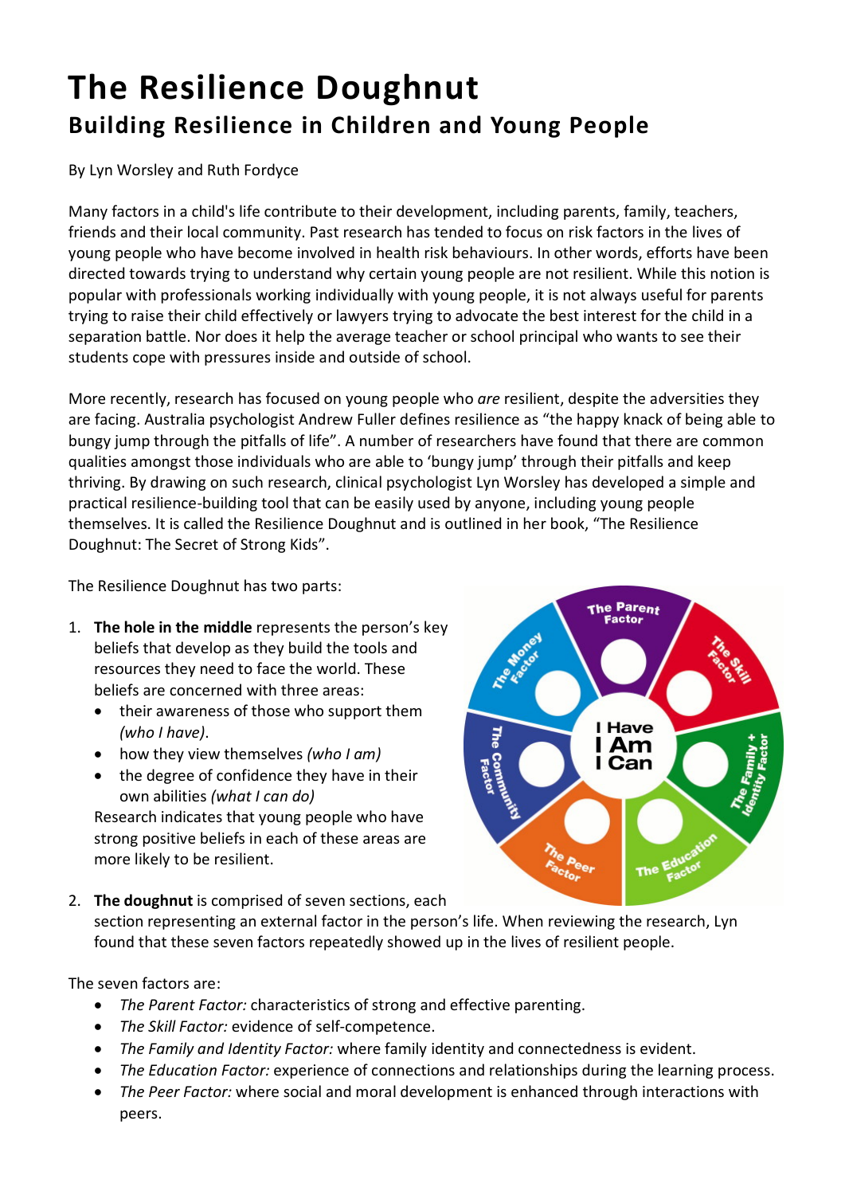# The Resilience Doughnut
## Building Resilience in Children and Young People

By Lyn Worsley and Ruth Fordyce

Many factors in a child's life contribute to their development, including parents, family, teachers, friends and their local community. Past research has tended to focus on risk factors in the lives of young people who have become involved in health risk behaviours. In other words, efforts have been directed towards trying to understand why certain young people are not resilient. While this notion is popular with professionals working individually with young people, it is not always useful for parents trying to raise their child effectively or lawyers trying to advocate the best interest for the child in a separation battle. Nor does it help the average teacher or school principal who wants to see their students cope with pressures inside and outside of school.

More recently, research has focused on young people who *are* resilient, despite the adversities they are facing. Australia psychologist Andrew Fuller defines resilience as "the happy knack of being able to bungy jump through the pitfalls of life". A number of researchers have found that there are common qualities amongst those individuals who are able to 'bungy jump' through their pitfalls and keep thriving. By drawing on such research, clinical psychologist Lyn Worsley has developed a simple and practical resilience-building tool that can be easily used by anyone, including young people themselves. It is called the Resilience Doughnut and is outlined in her book, "The Resilience Doughnut: The Secret of Strong Kids".

The Resilience Doughnut has two parts:

1. **The hole in the middle** represents the person's key beliefs that develop as they build the tools and resources they need to face the world. These beliefs are concerned with three areas:
   - their awareness of those who support them *(who I have)*.
   - how they view themselves *(who I am)*
   - the degree of confidence they have in their own abilities *(what I can do)*

   Research indicates that young people who have strong positive beliefs in each of these areas are more likely to be resilient.
2. **The doughnut** is comprised of seven sections, each section representing an external factor in the person's life. When reviewing the research, Lyn found that these seven factors repeatedly showed up in the lives of resilient people.

The Parent Factor | The Skill Factor | The Family + Identity Factor | The Education Factor | The Peer Factor | The Community Factor | The Money Factor

I Have
I Am
I Can

The seven factors are:

- *The Parent Factor:* characteristics of strong and effective parenting.
- *The Skill Factor:* evidence of self-competence.
- *The Family and Identity Factor:* where family identity and connectedness is evident.
- *The Education Factor:* experience of connections and relationships during the learning process.
- *The Peer Factor:* where social and moral development is enhanced through interactions with peers.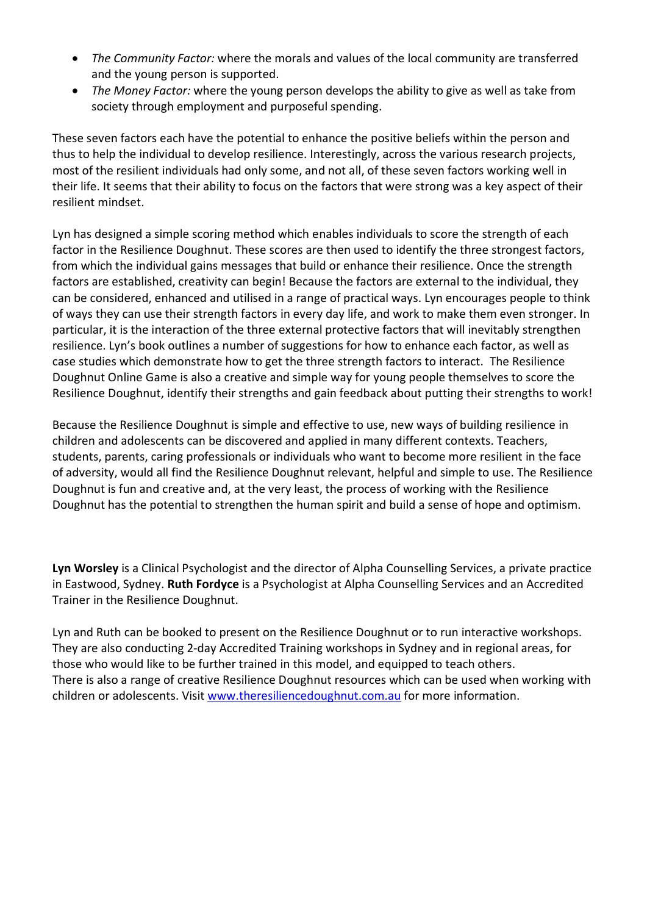- *The Community Factor:* where the morals and values of the local community are transferred and the young person is supported.
- *The Money Factor:* where the young person develops the ability to give as well as take from society through employment and purposeful spending.

These seven factors each have the potential to enhance the positive beliefs within the person and thus to help the individual to develop resilience. Interestingly, across the various research projects, most of the resilient individuals had only some, and not all, of these seven factors working well in their life. It seems that their ability to focus on the factors that were strong was a key aspect of their resilient mindset.

Lyn has designed a simple scoring method which enables individuals to score the strength of each factor in the Resilience Doughnut. These scores are then used to identify the three strongest factors, from which the individual gains messages that build or enhance their resilience. Once the strength factors are established, creativity can begin! Because the factors are external to the individual, they can be considered, enhanced and utilised in a range of practical ways. Lyn encourages people to think of ways they can use their strength factors in every day life, and work to make them even stronger. In particular, it is the interaction of the three external protective factors that will inevitably strengthen resilience. Lyn's book outlines a number of suggestions for how to enhance each factor, as well as case studies which demonstrate how to get the three strength factors to interact. The Resilience Doughnut Online Game is also a creative and simple way for young people themselves to score the Resilience Doughnut, identify their strengths and gain feedback about putting their strengths to work!

Because the Resilience Doughnut is simple and effective to use, new ways of building resilience in children and adolescents can be discovered and applied in many different contexts. Teachers, students, parents, caring professionals or individuals who want to become more resilient in the face of adversity, would all find the Resilience Doughnut relevant, helpful and simple to use. The Resilience Doughnut is fun and creative and, at the very least, the process of working with the Resilience Doughnut has the potential to strengthen the human spirit and build a sense of hope and optimism.

**Lyn Worsley** is a Clinical Psychologist and the director of Alpha Counselling Services, a private practice in Eastwood, Sydney. **Ruth Fordyce** is a Psychologist at Alpha Counselling Services and an Accredited Trainer in the Resilience Doughnut.

Lyn and Ruth can be booked to present on the Resilience Doughnut or to run interactive workshops. They are also conducting 2-day Accredited Training workshops in Sydney and in regional areas, for those who would like to be further trained in this model, and equipped to teach others.
There is also a range of creative Resilience Doughnut resources which can be used when working with children or adolescents. Visit [www.theresiliencedoughnut.com.au](http://www.theresiliencedoughnut.com.au) for more information.